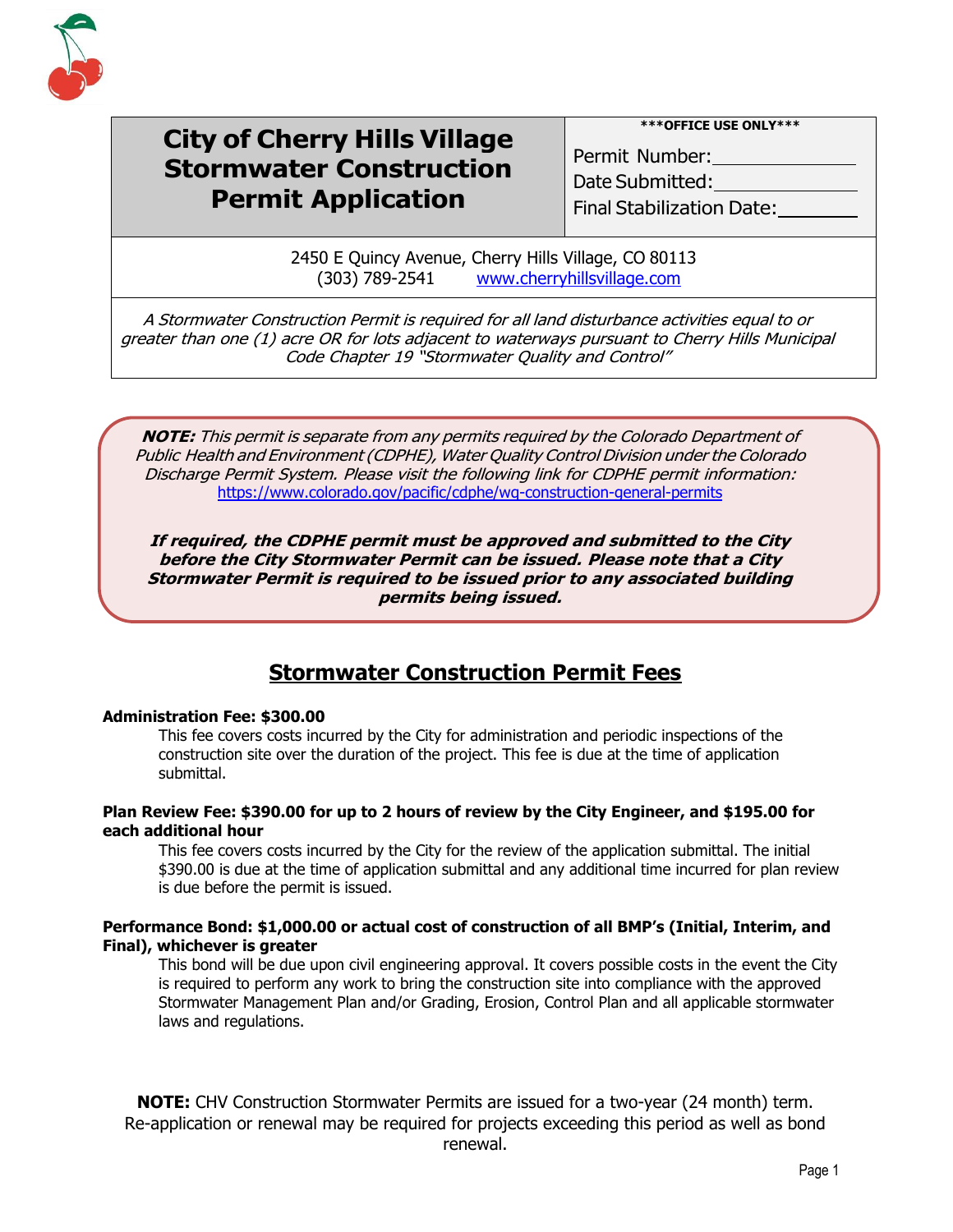# City of Cherry Hills Village Stormwater Construction Permit Application

| \*\*\*OFFICE USE ONLY\*\*\* |
| --- |
| Permit Number: |
| Date Submitted: |
| Final Stabilization Date: |

2450 E Quincy Avenue, Cherry Hills Village, CO 80113
(303) 789-2541 [www.cherryhillsvillage.com](www.cherryhillsvillage.com)

*A Stormwater Construction Permit is required for all land disturbance activities equal to or greater than one (1) acre OR for lots adjacent to waterways pursuant to Cherry Hills Municipal Code Chapter 19 "Stormwater Quality and Control"*

***NOTE:*** *This permit is separate from any permits required by the Colorado Department of Public Health and Environment (CDPHE), Water Quality Control Division under the Colorado Discharge Permit System. Please visit the following link for CDPHE permit information:* [https://www.colorado.gov/pacific/cdphe/wq-construction-general-permits](https://www.colorado.gov/pacific/cdphe/wq-construction-general-permits)

***If required, the CDPHE permit must be approved and submitted to the City before the City Stormwater Permit can be issued. Please note that a City Stormwater Permit is required to be issued prior to any associated building permits being issued.***

## Stormwater Construction Permit Fees

**Administration Fee: $300.00**

This fee covers costs incurred by the City for administration and periodic inspections of the construction site over the duration of the project. This fee is due at the time of application submittal.

**Plan Review Fee: $390.00 for up to 2 hours of review by the City Engineer, and $195.00 for each additional hour**

This fee covers costs incurred by the City for the review of the application submittal. The initial $390.00 is due at the time of application submittal and any additional time incurred for plan review is due before the permit is issued.

**Performance Bond: $1,000.00 or actual cost of construction of all BMP's (Initial, Interim, and Final), whichever is greater**

This bond will be due upon civil engineering approval. It covers possible costs in the event the City is required to perform any work to bring the construction site into compliance with the approved Stormwater Management Plan and/or Grading, Erosion, Control Plan and all applicable stormwater laws and regulations.

**NOTE:** CHV Construction Stormwater Permits are issued for a two-year (24 month) term. Re-application or renewal may be required for projects exceeding this period as well as bond renewal.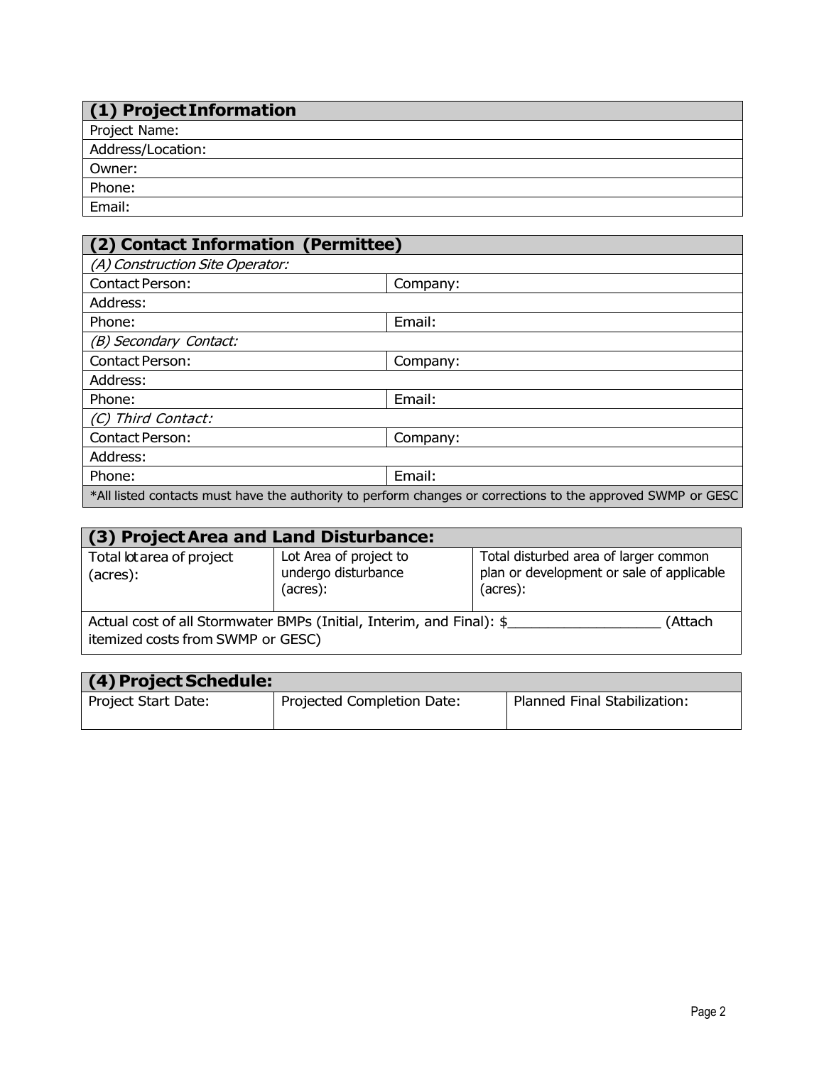| (1) Project Information |
|---|
| Project Name: |
| Address/Location: |
| Owner: |
| Phone: |
| Email: |

| (2) Contact Information (Permittee) | |
|---|---|
| *(A) Construction Site Operator:* | |
| Contact Person: | Company: |
| Address: | |
| Phone: | Email: |
| *(B) Secondary Contact:* | |
| Contact Person: | Company: |
| Address: | |
| Phone: | Email: |
| *(C) Third Contact:* | |
| Contact Person: | Company: |
| Address: | |
| Phone: | Email: |
| *All listed contacts must have the authority to perform changes or corrections to the approved SWMP or GESC | |

| (3) Project Area and Land Disturbance: | | |
|---|---|---|
| Total lot area of project (acres): | Lot Area of project to undergo disturbance (acres): | Total disturbed area of larger common plan or development or sale of applicable (acres): |
| Actual cost of all Stormwater BMPs (Initial, Interim, and Final): $__________________ (Attach itemized costs from SWMP or GESC) | | |

| (4) Project Schedule: | | |
|---|---|---|
| Project Start Date: | Projected Completion Date: | Planned Final Stabilization: |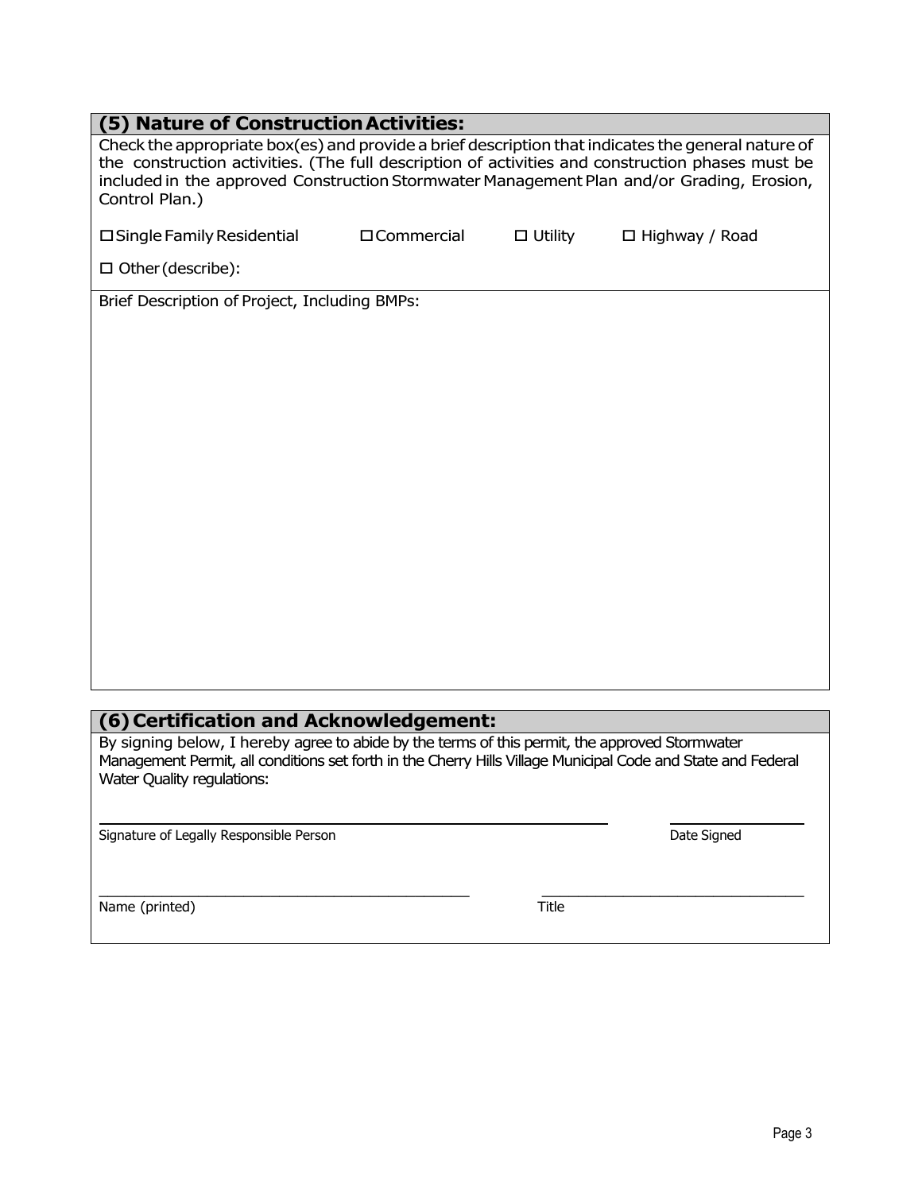## (5) Nature of Construction Activities:

Check the appropriate box(es) and provide a brief description that indicates the general nature of the construction activities. (The full description of activities and construction phases must be included in the approved Construction Stormwater Management Plan and/or Grading, Erosion, Control Plan.)

☐ Single Family Residential ☐ Commercial ☐ Utility ☐ Highway / Road

☐ Other (describe):

Brief Description of Project, Including BMPs:

## (6) Certification and Acknowledgement:

By signing below, I hereby agree to abide by the terms of this permit, the approved Stormwater Management Permit, all conditions set forth in the Cherry Hills Village Municipal Code and State and Federal Water Quality regulations:

_______________________________________________ ______________

Signature of Legally Responsible Person Date Signed

_______________________________________________ ______________________________

Name (printed) Title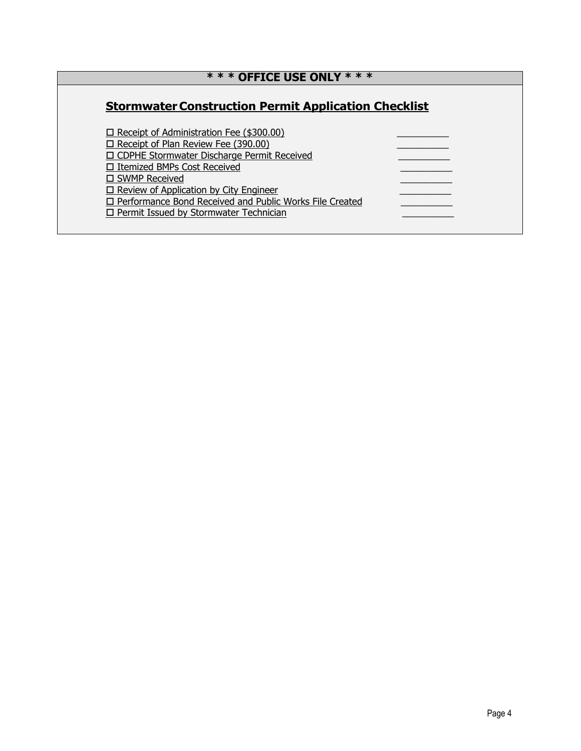**\* \* \* OFFICE USE ONLY \* \* \***

## Stormwater Construction Permit Application Checklist

- ☐ Receipt of Administration Fee ($300.00) __________
- ☐ Receipt of Plan Review Fee (390.00) __________
- ☐ CDPHE Stormwater Discharge Permit Received __________
- ☐ Itemized BMPs Cost Received __________
- ☐ SWMP Received __________
- ☐ Review of Application by City Engineer __________
- ☐ Performance Bond Received and Public Works File Created __________
- ☐ Permit Issued by Stormwater Technician __________